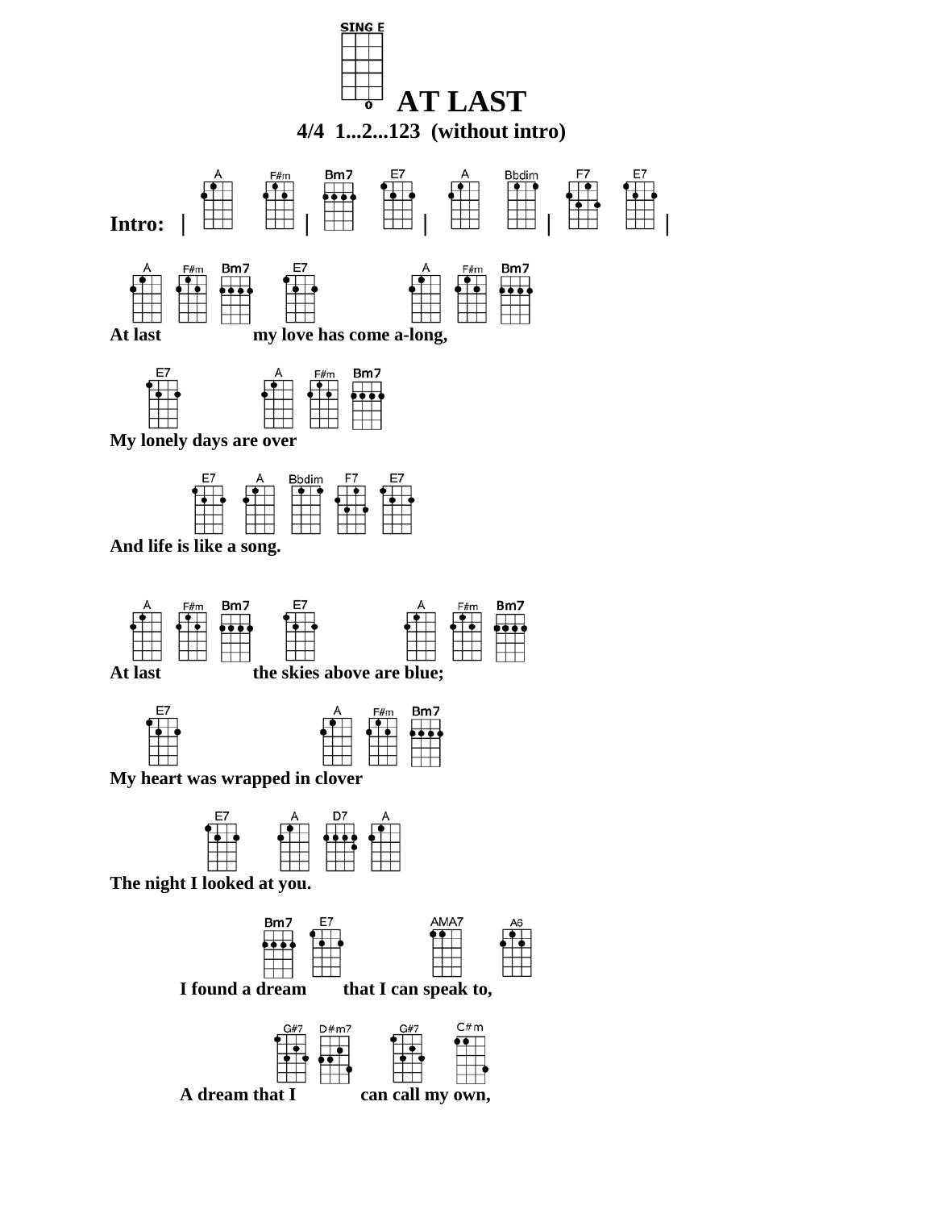# AT LAST

SING E

**4/4 1...2...123 (without intro)**

**Intro:** | A F#m | Bm7 E7 | A Bbdim | F7 E7 |

A F#m Bm7 E7 A F#m Bm7
**At last my love has come a-long,**

E7 A F#m Bm7
**My lonely days are over**

E7 A Bbdim F7 E7
**And life is like a song.**

A F#m Bm7 E7 A F#m Bm7
**At last the skies above are blue;**

E7 A F#m Bm7
**My heart was wrapped in clover**

E7 A D7 A
**The night I looked at you.**

Bm7 E7 AMA7 A6
**I found a dream that I can speak to,**

G#7 D#m7 G#7 C#m
**A dream that I can call my own,**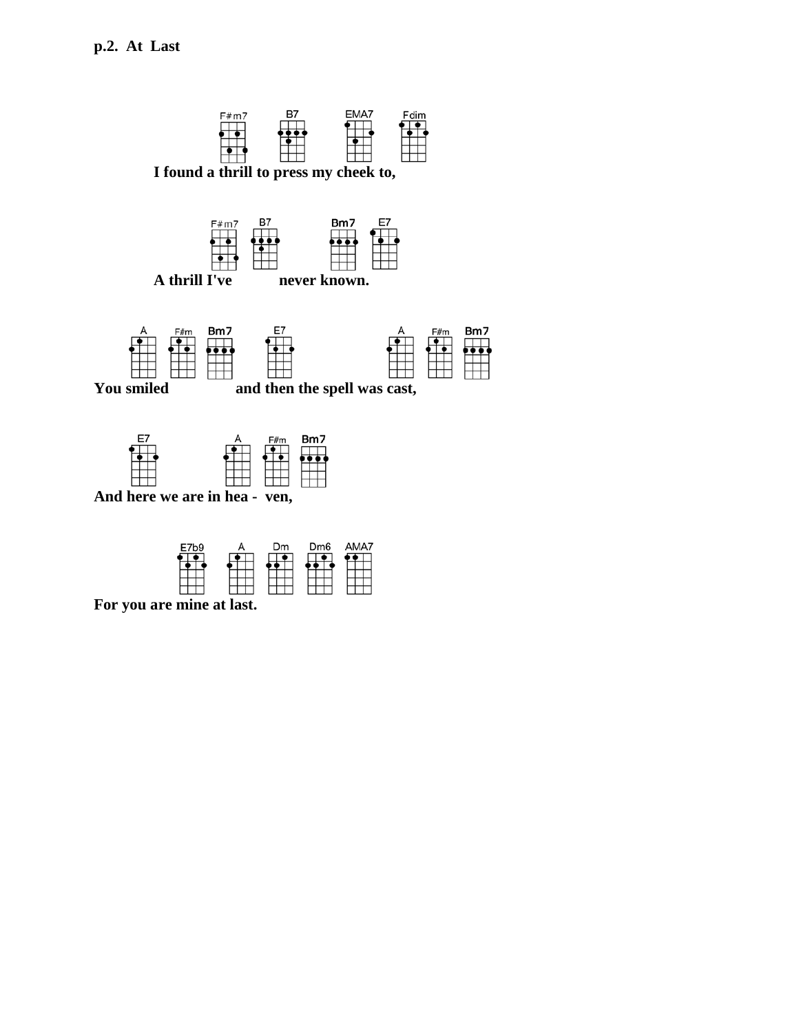**p.2. At Last**

F#m7 B7 EMA7 Fdim

**I found a thrill to press my cheek to,**

F#m7 B7 Bm7 E7

**A thrill I've never known.**

A F#m Bm7 E7 A F#m Bm7

**You smiled and then the spell was cast,**

E7 A F#m Bm7

**And here we are in hea - ven,**

E7b9 A Dm Dm6 AMA7

**For you are mine at last.**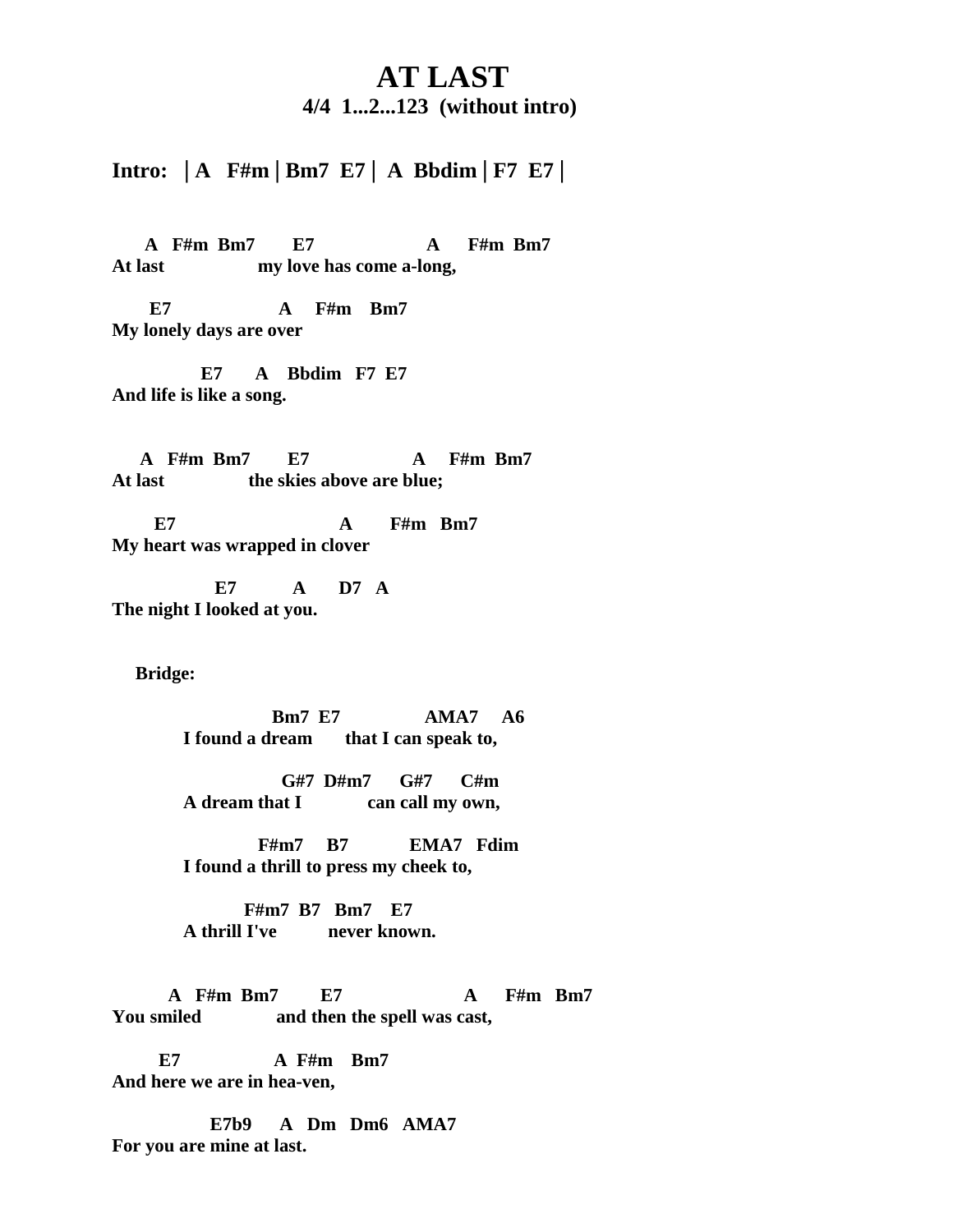# AT LAST

**4/4 1...2...123 (without intro)**

**Intro: | A F#m | Bm7 E7 | A Bbdim | F7 E7 |**

```
    A   F#m  Bm7       E7                  A     F#m  Bm7
At last                my love has come a-long,

    E7                 A    F#m    Bm7
My lonely days are over

              E7      A    Bbdim   F7  E7
And life is like a song.


    A   F#m  Bm7       E7                  A     F#m  Bm7
At last               the skies above are blue;

     E7                        A       F#m   Bm7
My heart was wrapped in clover

                E7          A      D7   A
The night I looked at you.
```

**Bridge:**

```
                  Bm7  E7              AMA7    A6
        I found a dream       that I can speak to,

                   G#7  D#m7     G#7     C#m
        A dream that I           can call my own,

                F#m7    B7          EMA7   Fdim
        I found a thrill to press my cheek to,

              F#m7  B7   Bm7    E7
        A thrill I've         never known.
```

```
       A   F#m  Bm7       E7                   A     F#m   Bm7
You smiled             and then the spell was cast,

      E7              A  F#m    Bm7
And here we are in hea-ven,

               E7b9     A   Dm   Dm6   AMA7
For you are mine at last.
```